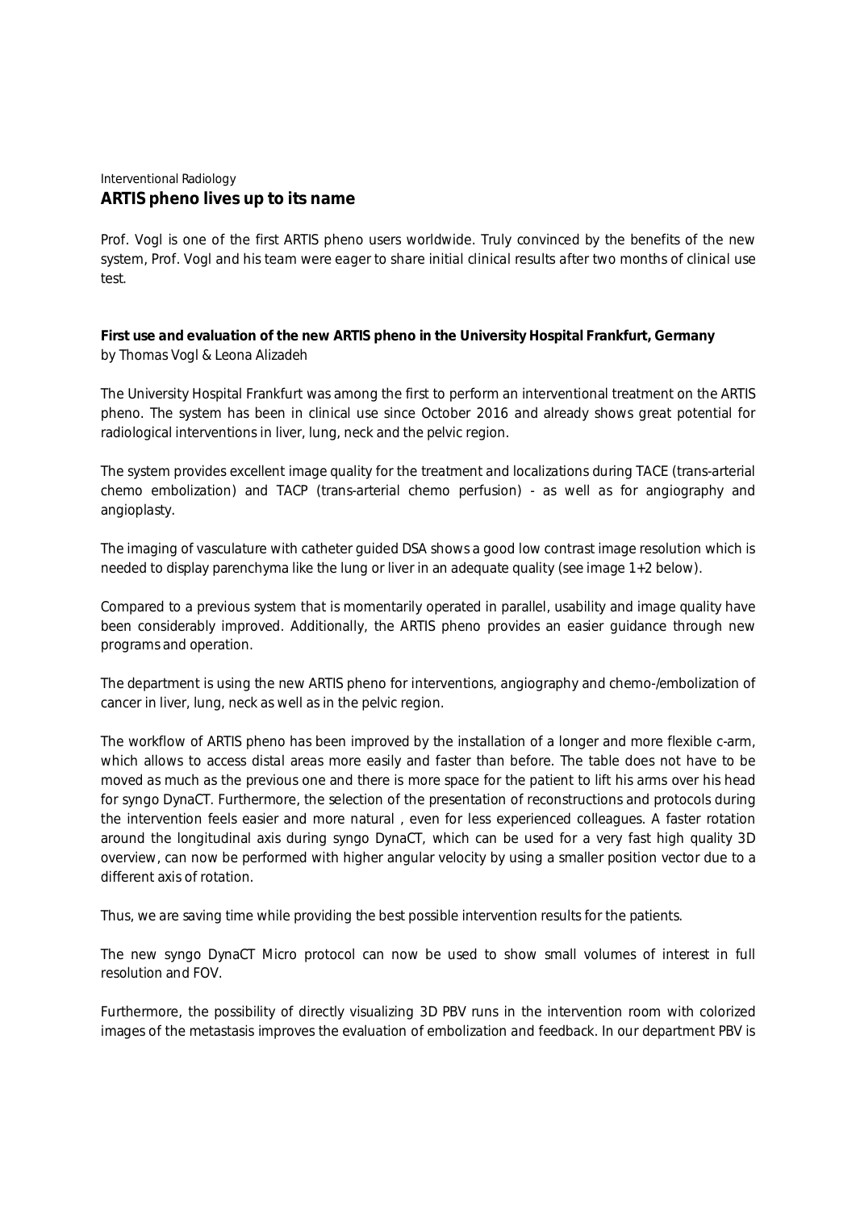Interventional Radiology

# ARTIS pheno lives up to its name

Prof. Vogl is one of the first ARTIS pheno users worldwide. Truly convinced by the benefits of the new system, Prof. Vogl and his team were eager to share initial clinical results after two months of clinical use test.

**First use and evaluation of the new ARTIS pheno in the University Hospital Frankfurt, Germany**
by Thomas Vogl & Leona Alizadeh

The University Hospital Frankfurt was among the first to perform an interventional treatment on the ARTIS pheno. The system has been in clinical use since October 2016 and already shows great potential for radiological interventions in liver, lung, neck and the pelvic region.

The system provides excellent image quality for the treatment and localizations during TACE (trans-arterial chemo embolization) and TACP (trans-arterial chemo perfusion) - as well as for angiography and angioplasty.

The imaging of vasculature with catheter guided DSA shows a good low contrast image resolution which is needed to display parenchyma like the lung or liver in an adequate quality (see image 1+2 below).

Compared to a previous system that is momentarily operated in parallel, usability and image quality have been considerably improved. Additionally, the ARTIS pheno provides an easier guidance through new programs and operation.

The department is using the new ARTIS pheno for interventions, angiography and chemo-/embolization of cancer in liver, lung, neck as well as in the pelvic region.

The workflow of ARTIS pheno has been improved by the installation of a longer and more flexible c-arm, which allows to access distal areas more easily and faster than before. The table does not have to be moved as much as the previous one and there is more space for the patient to lift his arms over his head for syngo DynaCT. Furthermore, the selection of the presentation of reconstructions and protocols during the intervention feels easier and more natural , even for less experienced colleagues. A faster rotation around the longitudinal axis during syngo DynaCT, which can be used for a very fast high quality 3D overview, can now be performed with higher angular velocity by using a smaller position vector due to a different axis of rotation.

Thus, we are saving time while providing the best possible intervention results for the patients.

The new syngo DynaCT Micro protocol can now be used to show small volumes of interest in full resolution and FOV.

Furthermore, the possibility of directly visualizing 3D PBV runs in the intervention room with colorized images of the metastasis improves the evaluation of embolization and feedback. In our department PBV is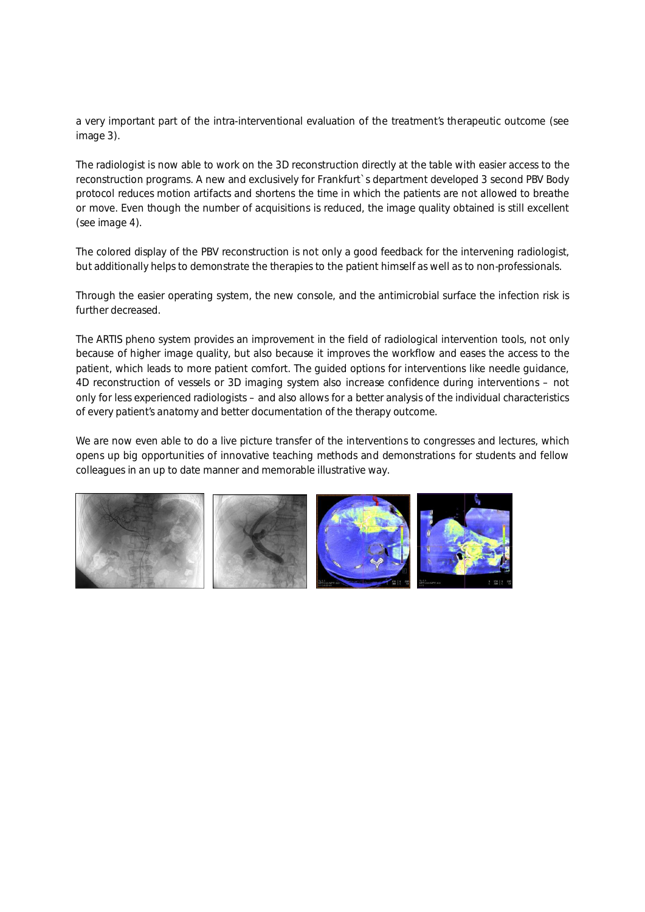a very important part of the intra-interventional evaluation of the treatment's therapeutic outcome (see image 3).

The radiologist is now able to work on the 3D reconstruction directly at the table with easier access to the reconstruction programs. A new and exclusively for Frankfurt`s department developed 3 second PBV Body protocol reduces motion artifacts and shortens the time in which the patients are not allowed to breathe or move. Even though the number of acquisitions is reduced, the image quality obtained is still excellent (see image 4).

The colored display of the PBV reconstruction is not only a good feedback for the intervening radiologist, but additionally helps to demonstrate the therapies to the patient himself as well as to non-professionals.

Through the easier operating system, the new console, and the antimicrobial surface the infection risk is further decreased.

The ARTIS pheno system provides an improvement in the field of radiological intervention tools, not only because of higher image quality, but also because it improves the workflow and eases the access to the patient, which leads to more patient comfort. The guided options for interventions like needle guidance, 4D reconstruction of vessels or 3D imaging system also increase confidence during interventions – not only for less experienced radiologists – and also allows for a better analysis of the individual characteristics of every patient's anatomy and better documentation of the therapy outcome.

We are now even able to do a live picture transfer of the interventions to congresses and lectures, which opens up big opportunities of innovative teaching methods and demonstrations for students and fellow colleagues in an up to date manner and memorable illustrative way.